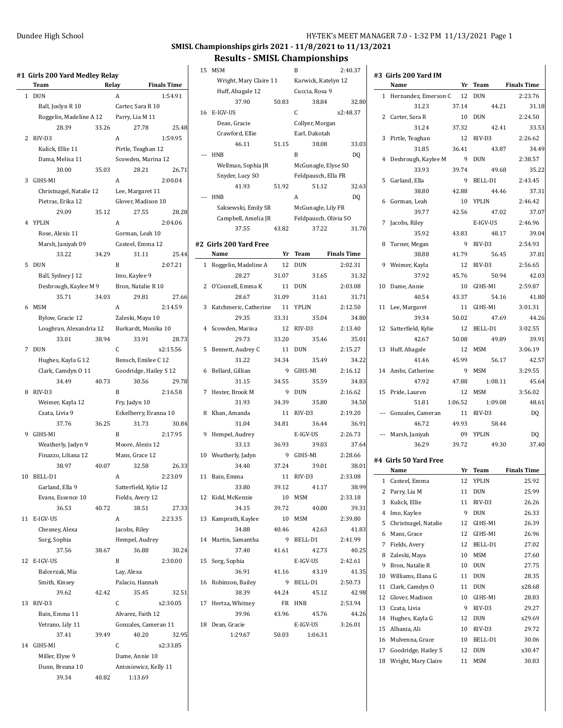## SMISL Championships girls 2021 - 11/8/2021 to 11/13/2021

## Results - SMISL Championships

### #1 Girls 200 Yard Medley Relay

| | Team | Relay | Finals Time |
|---|---|---|---|
| 1 | DUN | A | 1:54.91 |
| | Ball, Joslyn R 10 | Carter, Sara R 10 | |
| | Roggelin, Madeline A 12 | Parry, Lia M 11 | |
| | 28.39 33.26 | 27.78 25.48 | |
| 2 | RIV-D3 | A | 1:59.95 |
| | Kulick, Ellie 11 | Pirtle, Teaghan 12 | |
| | Dama, Melisa 11 | Scowden, Marina 12 | |
| | 30.00 35.03 | 28.21 26.71 | |
| 3 | GIHS-MI | A | 2:00.04 |
| | Christnagel, Natalie 12 | Lee, Margaret 11 | |
| | Pietras, Erika 12 | Glover, Madison 10 | |
| | 29.09 35.12 | 27.55 28.28 | |
| 4 | YPLIN | A | 2:04.06 |
| | Rose, Alexis 11 | Gorman, Leah 10 | |
| | Marsh, Janiyah 09 | Casteel, Emma 12 | |
| | 33.22 34.29 | 31.11 25.44 | |
| 5 | DUN | B | 2:07.21 |
| | Ball, Sydney J 12 | Imo, Kaylee 9 | |
| | Desbrough, Kaylee M 9 | Bron, Natalie R 10 | |
| | 35.71 34.03 | 29.81 27.66 | |
| 6 | MSM | A | 2:14.59 |
| | Bylow, Gracie 12 | Zaleski, Maya 10 | |
| | Loughran, Alexandria 12 | Burkardt, Monika 10 | |
| | 33.01 38.94 | 33.91 28.73 | |
| 7 | DUN | C | x2:15.56 |
| | Hughes, Kayla G 12 | Bensch, Emilee C 12 | |
| | Clark, Camdyn O 11 | Goodridge, Hailey S 12 | |
| | 34.49 40.73 | 30.56 29.78 | |
| 8 | RIV-D3 | B | 2:16.58 |
| | Weimer, Kayla 12 | Fry, Jadyn 10 | |
| | Czata, Livia 9 | Eckelberry, Evanna 10 | |
| | 37.76 36.25 | 31.73 30.84 | |
| 9 | GIHS-MI | B | 2:17.95 |
| | Weatherly, Jadyn 9 | Moore, Alexis 12 | |
| | Finazzo, Liliana 12 | Mans, Grace 12 | |
| | 38.97 40.07 | 32.58 26.33 | |
| 10 | BELL-D1 | A | 2:23.09 |
| | Garland, Ella 9 | Satterfield, Kylie 12 | |
| | Evans, Essence 10 | Fields, Avery 12 | |
| | 36.53 40.72 | 38.51 27.33 | |
| 11 | E-IGV-US | A | 2:23.35 |
| | Chesney, Alexa | Jacobs, Riley | |
| | Sorg, Sophia | Hempel, Audrey | |
| | 37.56 38.67 | 36.88 30.24 | |
| 12 | E-IGV-US | B | 2:30.00 |
| | Balcerzak, Mia | Lay, Alexa | |
| | Smith, Kinsey | Palacio, Hannah | |
| | 39.62 42.42 | 35.45 32.51 | |
| 13 | RIV-D3 | C | x2:30.05 |
| | Bain, Emma 11 | Alvarez, Faith 12 | |
| | Vetrano, Lily 11 | Gonzales, Cameran 11 | |
| | 37.41 39.49 | 40.20 32.95 | |
| 14 | GIHS-MI | C | x2:33.85 |
| | Miller, Elyse 9 | Dame, Annie 10 | |
| | Dunn, Breana 10 | Antosiewicz, Kelly 11 | |
| | 39.34 40.82 | 1:13.69 | |
| 15 | MSM | B | 2:40.37 |
| | Wright, Mary Claire 11 | Karwick, Katelyn 12 | |
| | Huff, Abagale 12 | Cuccia, Rosa 9 | |
| | 37.90 50.83 | 38.84 32.80 | |
| 16 | E-IGV-US | C | x2:48.37 |
| | Dean, Gracie | Collyer, Morgan | |
| | Crawford, Ellie | Earl, Dakotah | |
| | 46.11 51.15 | 38.08 33.03 | |
| --- | HNB | B | DQ |
| | Wellman, Sophia JR | McGunagle, Elyse SO | |
| | Snyder, Lucy SO | Feldpausch, Ella FR | |
| | 41.93 51.92 | 51.12 32.63 | |
| --- | HNB | A | DQ |
| | Saksewski, Emily SR | McGunagle, Lily FR | |
| | Campbell, Amelia JR | Feldpausch, Olivia SO | |
| | 37.55 43.82 | 37.22 31.70 | |

### #2 Girls 200 Yard Free

| | Name | Yr | Team | Finals Time |
|---|---|---|---|---|
| 1 | Roggelin, Madeline A | 12 | DUN | 2:02.31 |
| | 28.27 31.07 | | 31.65 | 31.32 |
| 2 | O'Connell, Emma K | 11 | DUN | 2:03.08 |
| | 28.67 31.09 | | 31.61 | 31.71 |
| 3 | Katchmeric, Catherine | 11 | YPLIN | 2:12.50 |
| | 29.35 33.31 | | 35.04 | 34.80 |
| 4 | Scowden, Marina | 12 | RIV-D3 | 2:13.40 |
| | 29.73 33.20 | | 35.46 | 35.01 |
| 5 | Bennett, Audrey C | 11 | DUN | 2:15.27 |
| | 31.22 34.34 | | 35.49 | 34.22 |
| 6 | Bellard, Gillian | 9 | GIHS-MI | 2:16.12 |
| | 31.15 34.55 | | 35.59 | 34.83 |
| 7 | Hester, Brook M | 9 | DUN | 2:16.62 |
| | 31.93 34.39 | | 35.80 | 34.50 |
| 8 | Khan, Amanda | 11 | RIV-D3 | 2:19.20 |
| | 31.04 34.81 | | 36.44 | 36.91 |
| 9 | Hempel, Audrey | | E-IGV-US | 2:26.73 |
| | 33.13 36.93 | | 39.03 | 37.64 |
| 10 | Weatherly, Jadyn | 9 | GIHS-MI | 2:28.66 |
| | 34.40 37.24 | | 39.01 | 38.01 |
| 11 | Bain, Emma | 11 | RIV-D3 | 2:33.08 |
| | 33.80 39.12 | | 41.17 | 38.99 |
| 12 | Kidd, McKenzie | 10 | MSM | 2:33.18 |
| | 34.15 39.72 | | 40.00 | 39.31 |
| 13 | Kamprath, Kaylee | 10 | MSM | 2:39.80 |
| | 34.88 40.46 | | 42.63 | 41.83 |
| 14 | Martin, Samantha | 9 | BELL-D1 | 2:41.99 |
| | 37.40 41.61 | | 42.73 | 40.25 |
| 15 | Sorg, Sophia | | E-IGV-US | 2:42.61 |
| | 36.91 41.16 | | 43.19 | 41.35 |
| 16 | Robinson, Bailey | 9 | BELL-D1 | 2:50.73 |
| | 38.39 44.24 | | 45.12 | 42.98 |
| 17 | Hertza, Whitney | FR | HNB | 2:53.94 |
| | 39.96 43.96 | | 45.76 | 44.26 |
| 18 | Dean, Gracie | | E-IGV-US | 3:26.01 |
| | 1:29.67 50.03 | | 1:06.31 | |

### #3 Girls 200 Yard IM

| | Name | Yr | Team | Finals Time |
|---|---|---|---|---|
| 1 | Hernandez, Emerson C | 12 | DUN | 2:23.76 |
| | 31.23 37.14 | | 44.21 | 31.18 |
| 2 | Carter, Sara R | 10 | DUN | 2:24.50 |
| | 31.24 37.32 | | 42.41 | 33.53 |
| 3 | Pirtle, Teaghan | 12 | RIV-D3 | 2:26.62 |
| | 31.85 36.41 | | 43.87 | 34.49 |
| 4 | Desbrough, Kaylee M | 9 | DUN | 2:38.57 |
| | 33.93 39.74 | | 49.68 | 35.22 |
| 5 | Garland, Ella | 9 | BELL-D1 | 2:43.45 |
| | 38.80 42.88 | | 44.46 | 37.31 |
| 6 | Gorman, Leah | 10 | YPLIN | 2:46.42 |
| | 39.77 42.56 | | 47.02 | 37.07 |
| 7 | Jacobs, Riley | | E-IGV-US | 2:46.96 |
| | 35.92 43.83 | | 48.17 | 39.04 |
| 8 | Turner, Megan | 9 | RIV-D3 | 2:54.93 |
| | 38.88 41.79 | | 56.45 | 37.81 |
| 9 | Weimer, Kayla | 12 | RIV-D3 | 2:56.65 |
| | 37.92 45.76 | | 50.94 | 42.03 |
| 10 | Dame, Annie | 10 | GIHS-MI | 2:59.87 |
| | 40.54 43.37 | | 54.16 | 41.80 |
| 11 | Lee, Margaret | 11 | GIHS-MI | 3:01.31 |
| | 39.34 50.02 | | 47.69 | 44.26 |
| 12 | Satterfield, Kylie | 12 | BELL-D1 | 3:02.55 |
| | 42.67 50.08 | | 49.89 | 39.91 |
| 13 | Huff, Abagale | 12 | MSM | 3:06.19 |
| | 41.46 45.99 | | 56.17 | 42.57 |
| 14 | Ambs, Catherine | 9 | MSM | 3:29.55 |
| | 47.92 47.88 | | 1:08.11 | 45.64 |
| 15 | Pride, Lauren | 12 | MSM | 3:56.02 |
| | 51.81 1:06.52 | | 1:09.08 | 48.61 |
| --- | Gonzales, Cameran | 11 | RIV-D3 | DQ |
| | 46.72 49.93 | | 58.44 | |
| --- | Marsh, Janiyah | 09 | YPLIN | DQ |
| | 36.29 39.72 | | 49.30 | 37.40 |

### #4 Girls 50 Yard Free

| | Name | Yr | Team | Finals Time |
|---|---|---|---|---|
| 1 | Casteel, Emma | 12 | YPLIN | 25.92 |
| 2 | Parry, Lia M | 11 | DUN | 25.99 |
| 3 | Kulick, Ellie | 11 | RIV-D3 | 26.26 |
| 4 | Imo, Kaylee | 9 | DUN | 26.33 |
| 5 | Christnagel, Natalie | 12 | GIHS-MI | 26.39 |
| 6 | Mans, Grace | 12 | GIHS-MI | 26.96 |
| 7 | Fields, Avery | 12 | BELL-D1 | 27.02 |
| 8 | Zaleski, Maya | 10 | MSM | 27.60 |
| 9 | Bron, Natalie R | 10 | DUN | 27.75 |
| 10 | Williams, Elana G | 11 | DUN | 28.35 |
| 11 | Clark, Camdyn O | 11 | DUN | x28.68 |
| 12 | Glover, Madison | 10 | GIHS-MI | 28.83 |
| 13 | Czata, Livia | 9 | RIV-D3 | 29.27 |
| 14 | Hughes, Kayla G | 12 | DUN | x29.69 |
| 15 | Albania, Ali | 10 | RIV-D3 | 29.72 |
| 16 | Mulvenna, Grace | 10 | BELL-D1 | 30.06 |
| 17 | Goodridge, Hailey S | 12 | DUN | x30.47 |
| 18 | Wright, Mary Claire | 11 | MSM | 30.83 |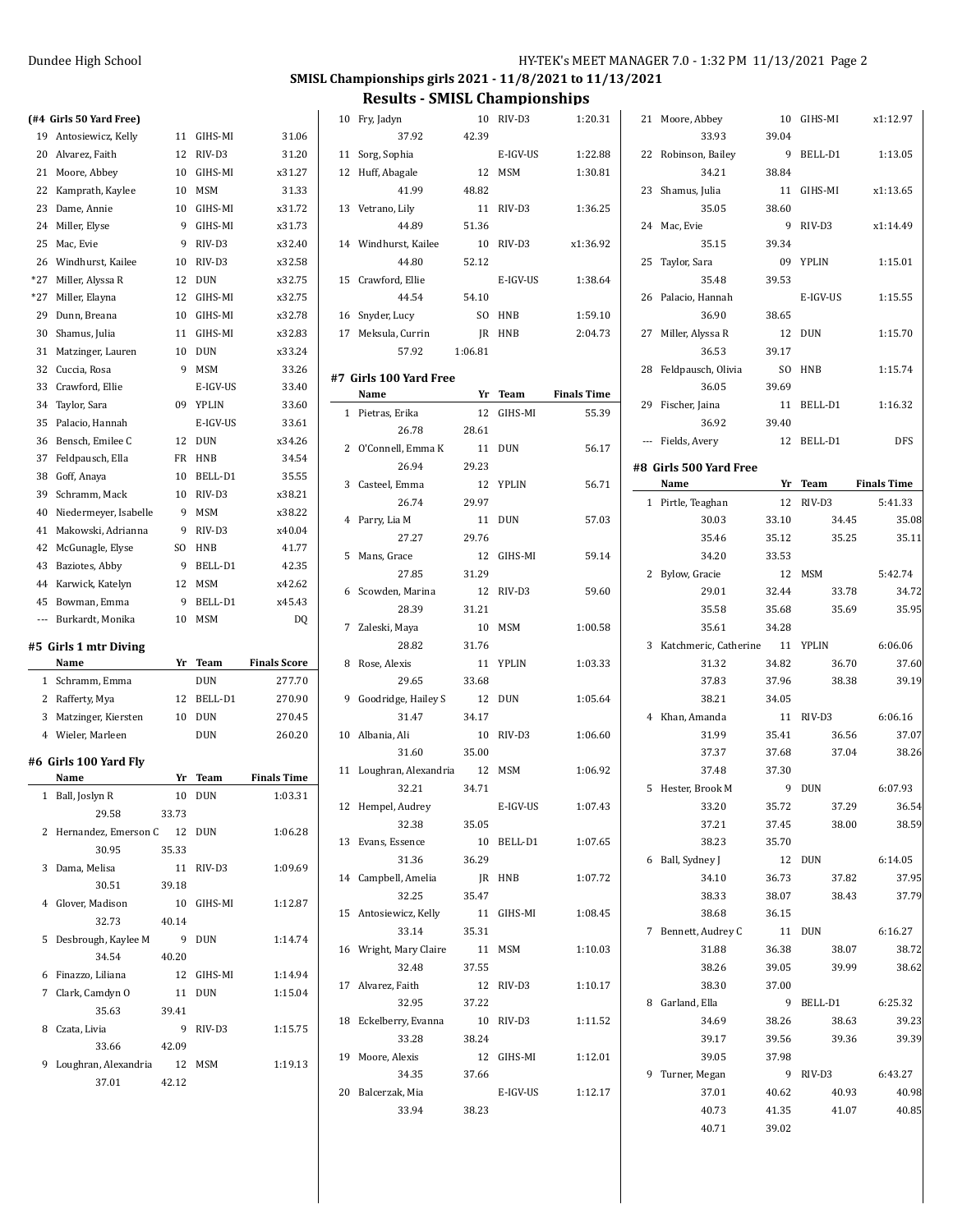## SMISL Championships girls 2021 - 11/8/2021 to 11/13/2021

## Results - SMISL Championships

### (#4 Girls 50 Yard Free)

| | Name | Yr | Team | Finals Time |
|---|---|---|---|---|
| 19 | Antosiewicz, Kelly | 11 | GIHS-MI | 31.06 |
| 20 | Alvarez, Faith | 12 | RIV-D3 | 31.20 |
| 21 | Moore, Abbey | 10 | GIHS-MI | x31.27 |
| 22 | Kamprath, Kaylee | 10 | MSM | 31.33 |
| 23 | Dame, Annie | 10 | GIHS-MI | x31.72 |
| 24 | Miller, Elyse | 9 | GIHS-MI | x31.73 |
| 25 | Mac, Evie | 9 | RIV-D3 | x32.40 |
| 26 | Windhurst, Kailee | 10 | RIV-D3 | x32.58 |
| *27 | Miller, Alyssa R | 12 | DUN | x32.75 |
| *27 | Miller, Elayna | 12 | GIHS-MI | x32.75 |
| 29 | Dunn, Breana | 10 | GIHS-MI | x32.78 |
| 30 | Shamus, Julia | 11 | GIHS-MI | x32.83 |
| 31 | Matzinger, Lauren | 10 | DUN | x33.24 |
| 32 | Cuccia, Rosa | 9 | MSM | 33.26 |
| 33 | Crawford, Ellie | | E-IGV-US | 33.40 |
| 34 | Taylor, Sara | 09 | YPLIN | 33.60 |
| 35 | Palacio, Hannah | | E-IGV-US | 33.61 |
| 36 | Bensch, Emilee C | 12 | DUN | x34.26 |
| 37 | Feldpausch, Ella | FR | HNB | 34.54 |
| 38 | Goff, Anaya | 10 | BELL-D1 | 35.55 |
| 39 | Schramm, Mack | 10 | RIV-D3 | x38.21 |
| 40 | Niedermeyer, Isabelle | 9 | MSM | x38.22 |
| 41 | Makowski, Adrianna | 9 | RIV-D3 | x40.04 |
| 42 | McGunagle, Elyse | SO | HNB | 41.77 |
| 43 | Baziotes, Abby | 9 | BELL-D1 | 42.35 |
| 44 | Karwick, Katelyn | 12 | MSM | x42.62 |
| 45 | Bowman, Emma | 9 | BELL-D1 | x45.43 |
| --- | Burkardt, Monika | 10 | MSM | DQ |

### #5 Girls 1 mtr Diving

| | Name | Yr | Team | Finals Score |
|---|---|---|---|---|
| 1 | Schramm, Emma | | DUN | 277.70 |
| 2 | Rafferty, Mya | 12 | BELL-D1 | 270.90 |
| 3 | Matzinger, Kiersten | 10 | DUN | 270.45 |
| 4 | Wieler, Marleen | | DUN | 260.20 |

### #6 Girls 100 Yard Fly

| | Name | Yr | Team | Finals Time |
|---|---|---|---|---|
| 1 | Ball, Joslyn R | 10 | DUN | 1:03.31 |
| | 29.58 | 33.73 | | |
| 2 | Hernandez, Emerson C | 12 | DUN | 1:06.28 |
| | 30.95 | 35.33 | | |
| 3 | Dama, Melisa | 11 | RIV-D3 | 1:09.69 |
| | 30.51 | 39.18 | | |
| 4 | Glover, Madison | 10 | GIHS-MI | 1:12.87 |
| | 32.73 | 40.14 | | |
| 5 | Desbrough, Kaylee M | 9 | DUN | 1:14.74 |
| | 34.54 | 40.20 | | |
| 6 | Finazzo, Liliana | 12 | GIHS-MI | 1:14.94 |
| 7 | Clark, Camdyn O | 11 | DUN | 1:15.04 |
| | 35.63 | 39.41 | | |
| 8 | Czata, Livia | 9 | RIV-D3 | 1:15.75 |
| | 33.66 | 42.09 | | |
| 9 | Loughran, Alexandria | 12 | MSM | 1:19.13 |
| | 37.01 | 42.12 | | |
| 10 | Fry, Jadyn | 10 | RIV-D3 | 1:20.31 |
| | 37.92 | 42.39 | | |
| 11 | Sorg, Sophia | | E-IGV-US | 1:22.88 |
| 12 | Huff, Abagale | 12 | MSM | 1:30.81 |
| | 41.99 | 48.82 | | |
| 13 | Vetrano, Lily | 11 | RIV-D3 | 1:36.25 |
| | 44.89 | 51.36 | | |
| 14 | Windhurst, Kailee | 10 | RIV-D3 | x1:36.92 |
| | 44.80 | 52.12 | | |
| 15 | Crawford, Ellie | | E-IGV-US | 1:38.64 |
| | 44.54 | 54.10 | | |
| 16 | Snyder, Lucy | SO | HNB | 1:59.10 |
| 17 | Meksula, Currin | JR | HNB | 2:04.73 |
| | 57.92 | 1:06.81 | | |

### #7 Girls 100 Yard Free

| | Name | Yr | Team | Finals Time |
|---|---|---|---|---|
| 1 | Pietras, Erika | 12 | GIHS-MI | 55.39 |
| | 26.78 | 28.61 | | |
| 2 | O'Connell, Emma K | 11 | DUN | 56.17 |
| | 26.94 | 29.23 | | |
| 3 | Casteel, Emma | 12 | YPLIN | 56.71 |
| | 26.74 | 29.97 | | |
| 4 | Parry, Lia M | 11 | DUN | 57.03 |
| | 27.27 | 29.76 | | |
| 5 | Mans, Grace | 12 | GIHS-MI | 59.14 |
| | 27.85 | 31.29 | | |
| 6 | Scowden, Marina | 12 | RIV-D3 | 59.60 |
| | 28.39 | 31.21 | | |
| 7 | Zaleski, Maya | 10 | MSM | 1:00.58 |
| | 28.82 | 31.76 | | |
| 8 | Rose, Alexis | 11 | YPLIN | 1:03.33 |
| | 29.65 | 33.68 | | |
| 9 | Goodridge, Hailey S | 12 | DUN | 1:05.64 |
| | 31.47 | 34.17 | | |
| 10 | Albania, Ali | 10 | RIV-D3 | 1:06.60 |
| | 31.60 | 35.00 | | |
| 11 | Loughran, Alexandria | 12 | MSM | 1:06.92 |
| | 32.21 | 34.71 | | |
| 12 | Hempel, Audrey | | E-IGV-US | 1:07.43 |
| | 32.38 | 35.05 | | |
| 13 | Evans, Essence | 10 | BELL-D1 | 1:07.65 |
| | 31.36 | 36.29 | | |
| 14 | Campbell, Amelia | JR | HNB | 1:07.72 |
| | 32.25 | 35.47 | | |
| 15 | Antosiewicz, Kelly | 11 | GIHS-MI | 1:08.45 |
| | 33.14 | 35.31 | | |
| 16 | Wright, Mary Claire | 11 | MSM | 1:10.03 |
| | 32.48 | 37.55 | | |
| 17 | Alvarez, Faith | 12 | RIV-D3 | 1:10.17 |
| | 32.95 | 37.22 | | |
| 18 | Eckelberry, Evanna | 10 | RIV-D3 | 1:11.52 |
| | 33.28 | 38.24 | | |
| 19 | Moore, Alexis | 12 | GIHS-MI | 1:12.01 |
| | 34.35 | 37.66 | | |
| 20 | Balcerzak, Mia | | E-IGV-US | 1:12.17 |
| | 33.94 | 38.23 | | |
| 21 | Moore, Abbey | 10 | GIHS-MI | x1:12.97 |
| | 33.93 | 39.04 | | |
| 22 | Robinson, Bailey | 9 | BELL-D1 | 1:13.05 |
| | 34.21 | 38.84 | | |
| 23 | Shamus, Julia | 11 | GIHS-MI | x1:13.65 |
| | 35.05 | 38.60 | | |
| 24 | Mac, Evie | 9 | RIV-D3 | x1:14.49 |
| | 35.15 | 39.34 | | |
| 25 | Taylor, Sara | 09 | YPLIN | 1:15.01 |
| | 35.48 | 39.53 | | |
| 26 | Palacio, Hannah | | E-IGV-US | 1:15.55 |
| | 36.90 | 38.65 | | |
| 27 | Miller, Alyssa R | 12 | DUN | 1:15.70 |
| | 36.53 | 39.17 | | |
| 28 | Feldpausch, Olivia | SO | HNB | 1:15.74 |
| | 36.05 | 39.69 | | |
| 29 | Fischer, Jaina | 11 | BELL-D1 | 1:16.32 |
| | 36.92 | 39.40 | | |
| --- | Fields, Avery | 12 | BELL-D1 | DFS |

### #8 Girls 500 Yard Free

| | Name | Yr | Team | Finals Time |
|---|---|---|---|---|
| 1 | Pirtle, Teaghan | 12 | RIV-D3 | 5:41.33 |
| | 30.03 | 33.10 | 34.45 | 35.08 |
| | 35.46 | 35.12 | 35.25 | 35.11 |
| | 34.20 | 33.53 | | |
| 2 | Bylow, Gracie | 12 | MSM | 5:42.74 |
| | 29.01 | 32.44 | 33.78 | 34.72 |
| | 35.58 | 35.68 | 35.69 | 35.95 |
| | 35.61 | 34.28 | | |
| 3 | Katchmeric, Catherine | 11 | YPLIN | 6:06.06 |
| | 31.32 | 34.82 | 36.70 | 37.60 |
| | 37.83 | 37.96 | 38.38 | 39.19 |
| | 38.21 | 34.05 | | |
| 4 | Khan, Amanda | 11 | RIV-D3 | 6:06.16 |
| | 31.99 | 35.41 | 36.56 | 37.07 |
| | 37.37 | 37.68 | 37.04 | 38.26 |
| | 37.48 | 37.30 | | |
| 5 | Hester, Brook M | 9 | DUN | 6:07.93 |
| | 33.20 | 35.72 | 37.29 | 36.54 |
| | 37.21 | 37.45 | 38.00 | 38.59 |
| | 38.23 | 35.70 | | |
| 6 | Ball, Sydney J | 12 | DUN | 6:14.05 |
| | 34.10 | 36.73 | 37.82 | 37.95 |
| | 38.33 | 38.07 | 38.43 | 37.79 |
| | 38.68 | 36.15 | | |
| 7 | Bennett, Audrey C | 11 | DUN | 6:16.27 |
| | 31.88 | 36.38 | 38.07 | 38.72 |
| | 38.26 | 39.05 | 39.99 | 38.62 |
| | 38.30 | 37.00 | | |
| 8 | Garland, Ella | 9 | BELL-D1 | 6:25.32 |
| | 34.69 | 38.26 | 38.63 | 39.23 |
| | 39.17 | 39.56 | 39.36 | 39.39 |
| | 39.05 | 37.98 | | |
| 9 | Turner, Megan | 9 | RIV-D3 | 6:43.27 |
| | 37.01 | 40.62 | 40.93 | 40.98 |
| | 40.73 | 41.35 | 41.07 | 40.85 |
| | 40.71 | 39.02 | | |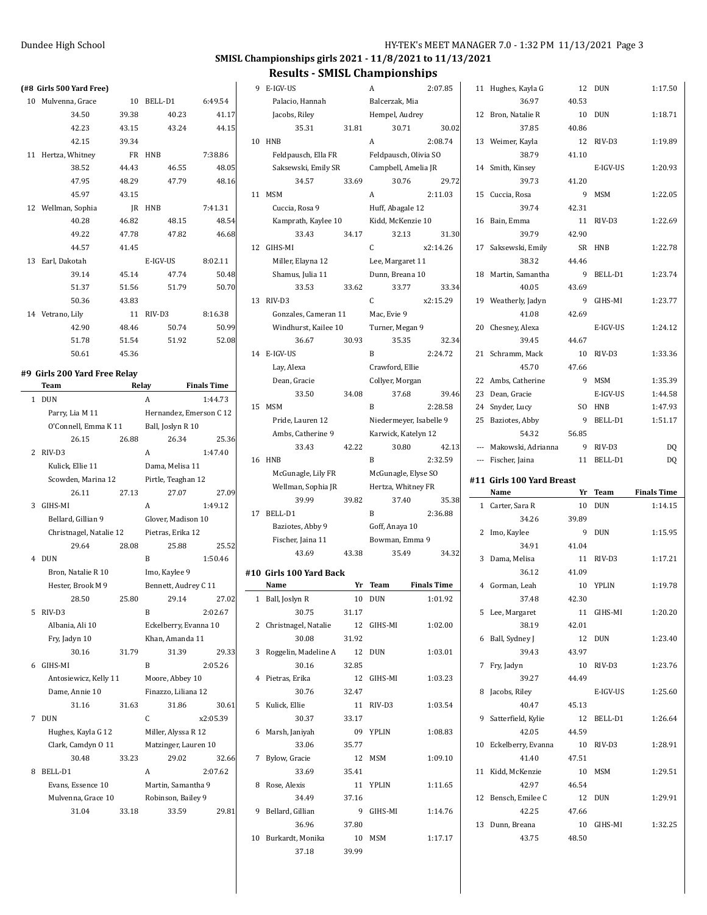## SMISL Championships girls 2021 - 11/8/2021 to 11/13/2021

## Results - SMISL Championships

### (#8 Girls 500 Yard Free)

| Place | Name | Yr | Team | Finals Time |
|---|---|---|---|---|
| 10 | Mulvenna, Grace | 10 | BELL-D1 | 6:49.54 |
| | 34.50 39.38 40.23 41.17 42.23 43.15 43.24 44.15 42.15 39.34 | | | |
| 11 | Hertza, Whitney | FR | HNB | 7:38.86 |
| | 38.52 44.43 46.55 48.05 47.95 48.29 47.79 48.16 45.97 43.15 | | | |
| 12 | Wellman, Sophia | JR | HNB | 7:41.31 |
| | 40.28 46.82 48.15 48.54 49.22 47.78 47.82 46.68 44.57 41.45 | | | |
| 13 | Earl, Dakotah | | E-IGV-US | 8:02.11 |
| | 39.14 45.14 47.74 50.48 51.37 51.56 51.79 50.70 50.36 43.83 | | | |
| 14 | Vetrano, Lily | 11 | RIV-D3 | 8:16.38 |
| | 42.90 48.46 50.74 50.99 51.78 51.54 51.92 52.08 50.61 45.36 | | | |

### #9 Girls 200 Yard Free Relay

| Place | Team | Relay | Finals Time |
|---|---|---|---|
| 1 | DUN | A | 1:44.73 |
| | Parry, Lia M 11; Hernandez, Emerson C 12; O'Connell, Emma K 11; Ball, Joslyn R 10 | | |
| | 26.15 26.88 26.34 25.36 | | |
| 2 | RIV-D3 | A | 1:47.40 |
| | Kulick, Ellie 11; Dama, Melisa 11; Scowden, Marina 12; Pirtle, Teaghan 12 | | |
| | 26.11 27.13 27.07 27.09 | | |
| 3 | GIHS-MI | A | 1:49.12 |
| | Bellard, Gillian 9; Glover, Madison 10; Christnagel, Natalie 12; Pietras, Erika 12 | | |
| | 29.64 28.08 25.88 25.52 | | |
| 4 | DUN | B | 1:50.46 |
| | Bron, Natalie R 10; Imo, Kaylee 9; Hester, Brook M 9; Bennett, Audrey C 11 | | |
| | 28.50 25.80 29.14 27.02 | | |
| 5 | RIV-D3 | B | 2:02.67 |
| | Albania, Ali 10; Eckelberry, Evanna 10; Fry, Jadyn 10; Khan, Amanda 11 | | |
| | 30.16 31.79 31.39 29.33 | | |
| 6 | GIHS-MI | B | 2:05.26 |
| | Antosiewicz, Kelly 11; Moore, Abbey 10; Dame, Annie 10; Finazzo, Liliana 12 | | |
| | 31.16 31.63 31.86 30.61 | | |
| 7 | DUN | C | x2:05.39 |
| | Hughes, Kayla G 12; Miller, Alyssa R 12; Clark, Camdyn O 11; Matzinger, Lauren 10 | | |
| | 30.48 33.23 29.02 32.66 | | |
| 8 | BELL-D1 | A | 2:07.62 |
| | Evans, Essence 10; Martin, Samantha 9; Mulvenna, Grace 10; Robinson, Bailey 9 | | |
| | 31.04 33.18 33.59 29.81 | | |
| 9 | E-IGV-US | A | 2:07.85 |
| | Palacio, Hannah; Balcerzak, Mia; Jacobs, Riley; Hempel, Audrey | | |
| | 35.31 31.81 30.71 30.02 | | |
| 10 | HNB | A | 2:08.74 |
| | Feldpausch, Ella FR; Feldpausch, Olivia SO; Saksewski, Emily SR; Campbell, Amelia JR | | |
| | 34.57 33.69 30.76 29.72 | | |
| 11 | MSM | A | 2:11.03 |
| | Cuccia, Rosa 9; Huff, Abagale 12; Kamprath, Kaylee 10; Kidd, McKenzie 10 | | |
| | 33.43 34.17 32.13 31.30 | | |
| 12 | GIHS-MI | C | x2:14.26 |
| | Miller, Elayna 12; Lee, Margaret 11; Shamus, Julia 11; Dunn, Breana 10 | | |
| | 33.53 33.62 33.77 33.34 | | |
| 13 | RIV-D3 | C | x2:15.29 |
| | Gonzales, Cameran 11; Mac, Evie 9; Windhurst, Kailee 10; Turner, Megan 9 | | |
| | 36.67 30.93 35.35 32.34 | | |
| 14 | E-IGV-US | B | 2:24.72 |
| | Lay, Alexa; Crawford, Ellie; Dean, Gracie; Collyer, Morgan | | |
| | 33.50 34.08 37.68 39.46 | | |
| 15 | MSM | B | 2:28.58 |
| | Pride, Lauren 12; Niedermeyer, Isabelle 9; Ambs, Catherine 9; Karwick, Katelyn 12 | | |
| | 33.43 42.22 30.80 42.13 | | |
| 16 | HNB | B | 2:32.59 |
| | McGunagle, Lily FR; McGunagle, Elyse SO; Wellman, Sophia JR; Hertza, Whitney FR | | |
| | 39.99 39.82 37.40 35.38 | | |
| 17 | BELL-D1 | B | 2:36.88 |
| | Baziotes, Abby 9; Goff, Anaya 10; Fischer, Jaina 11; Bowman, Emma 9 | | |
| | 43.69 43.38 35.49 34.32 | | |

### #10 Girls 100 Yard Back

| Place | Name | Yr | Team | Finals Time |
|---|---|---|---|---|
| 1 | Ball, Joslyn R | 10 | DUN | 1:01.92 |
| | 30.75 31.17 | | | |
| 2 | Christnagel, Natalie | 12 | GIHS-MI | 1:02.00 |
| | 30.08 31.92 | | | |
| 3 | Roggelin, Madeline A | 12 | DUN | 1:03.01 |
| | 30.16 32.85 | | | |
| 4 | Pietras, Erika | 12 | GIHS-MI | 1:03.23 |
| | 30.76 32.47 | | | |
| 5 | Kulick, Ellie | 11 | RIV-D3 | 1:03.54 |
| | 30.37 33.17 | | | |
| 6 | Marsh, Janiyah | 09 | YPLIN | 1:08.83 |
| | 33.06 35.77 | | | |
| 7 | Bylow, Gracie | 12 | MSM | 1:09.10 |
| | 33.69 35.41 | | | |
| 8 | Rose, Alexis | 11 | YPLIN | 1:11.65 |
| | 34.49 37.16 | | | |
| 9 | Bellard, Gillian | 9 | GIHS-MI | 1:14.76 |
| | 36.96 37.80 | | | |
| 10 | Burkardt, Monika | 10 | MSM | 1:17.17 |
| | 37.18 39.99 | | | |
| 11 | Hughes, Kayla G | 12 | DUN | 1:17.50 |
| | 36.97 40.53 | | | |
| 12 | Bron, Natalie R | 10 | DUN | 1:18.71 |
| | 37.85 40.86 | | | |
| 13 | Weimer, Kayla | 12 | RIV-D3 | 1:19.89 |
| | 38.79 41.10 | | | |
| 14 | Smith, Kinsey | | E-IGV-US | 1:20.93 |
| | 39.73 41.20 | | | |
| 15 | Cuccia, Rosa | 9 | MSM | 1:22.05 |
| | 39.74 42.31 | | | |
| 16 | Bain, Emma | 11 | RIV-D3 | 1:22.69 |
| | 39.79 42.90 | | | |
| 17 | Saksewski, Emily | SR | HNB | 1:22.78 |
| | 38.32 44.46 | | | |
| 18 | Martin, Samantha | 9 | BELL-D1 | 1:23.74 |
| | 40.05 43.69 | | | |
| 19 | Weatherly, Jadyn | 9 | GIHS-MI | 1:23.77 |
| | 41.08 42.69 | | | |
| 20 | Chesney, Alexa | | E-IGV-US | 1:24.12 |
| | 39.45 44.67 | | | |
| 21 | Schramm, Mack | 10 | RIV-D3 | 1:33.36 |
| | 45.70 47.66 | | | |
| 22 | Ambs, Catherine | 9 | MSM | 1:35.39 |
| 23 | Dean, Gracie | | E-IGV-US | 1:44.58 |
| 24 | Snyder, Lucy | SO | HNB | 1:47.93 |
| 25 | Baziotes, Abby | 9 | BELL-D1 | 1:51.17 |
| | 54.32 56.85 | | | |
| --- | Makowski, Adrianna | 9 | RIV-D3 | DQ |
| --- | Fischer, Jaina | 11 | BELL-D1 | DQ |

### #11 Girls 100 Yard Breast

| Place | Name | Yr | Team | Finals Time |
|---|---|---|---|---|
| 1 | Carter, Sara R | 10 | DUN | 1:14.15 |
| | 34.26 39.89 | | | |
| 2 | Imo, Kaylee | 9 | DUN | 1:15.95 |
| | 34.91 41.04 | | | |
| 3 | Dama, Melisa | 11 | RIV-D3 | 1:17.21 |
| | 36.12 41.09 | | | |
| 4 | Gorman, Leah | 10 | YPLIN | 1:19.78 |
| | 37.48 42.30 | | | |
| 5 | Lee, Margaret | 11 | GIHS-MI | 1:20.20 |
| | 38.19 42.01 | | | |
| 6 | Ball, Sydney J | 12 | DUN | 1:23.40 |
| | 39.43 43.97 | | | |
| 7 | Fry, Jadyn | 10 | RIV-D3 | 1:23.76 |
| | 39.27 44.49 | | | |
| 8 | Jacobs, Riley | | E-IGV-US | 1:25.60 |
| | 40.47 45.13 | | | |
| 9 | Satterfield, Kylie | 12 | BELL-D1 | 1:26.64 |
| | 42.05 44.59 | | | |
| 10 | Eckelberry, Evanna | 10 | RIV-D3 | 1:28.91 |
| | 41.40 47.51 | | | |
| 11 | Kidd, McKenzie | 10 | MSM | 1:29.51 |
| | 42.97 46.54 | | | |
| 12 | Bensch, Emilee C | 12 | DUN | 1:29.91 |
| | 42.25 47.66 | | | |
| 13 | Dunn, Breana | 10 | GIHS-MI | 1:32.25 |
| | 43.75 48.50 | | | |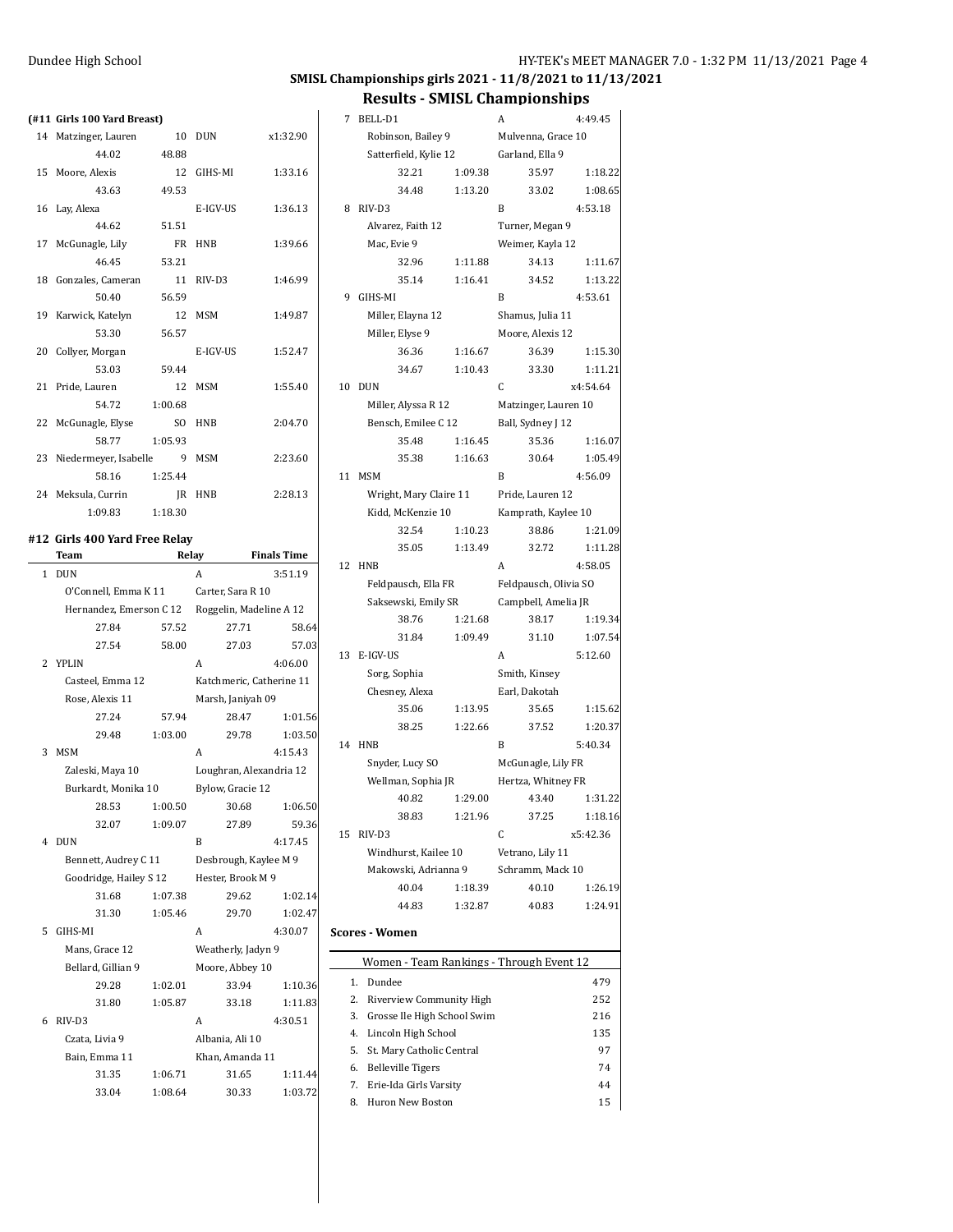## SMISL Championships girls 2021 - 11/8/2021 to 11/13/2021

## Results - SMISL Championships

### (#11 Girls 100 Yard Breast)

| | | | | |
|---|---|---|---|---|
| 14 | Matzinger, Lauren | 10 | DUN | x1:32.90 |
| | 44.02 | 48.88 | | |
| 15 | Moore, Alexis | 12 | GIHS-MI | 1:33.16 |
| | 43.63 | 49.53 | | |
| 16 | Lay, Alexa | | E-IGV-US | 1:36.13 |
| | 44.62 | 51.51 | | |
| 17 | McGunagle, Lily | FR | HNB | 1:39.66 |
| | 46.45 | 53.21 | | |
| 18 | Gonzales, Cameran | 11 | RIV-D3 | 1:46.99 |
| | 50.40 | 56.59 | | |
| 19 | Karwick, Katelyn | 12 | MSM | 1:49.87 |
| | 53.30 | 56.57 | | |
| 20 | Collyer, Morgan | | E-IGV-US | 1:52.47 |
| | 53.03 | 59.44 | | |
| 21 | Pride, Lauren | 12 | MSM | 1:55.40 |
| | 54.72 | 1:00.68 | | |
| 22 | McGunagle, Elyse | SO | HNB | 2:04.70 |
| | 58.77 | 1:05.93 | | |
| 23 | Niedermeyer, Isabelle | 9 | MSM | 2:23.60 |
| | 58.16 | 1:25.44 | | |
| 24 | Meksula, Currin | JR | HNB | 2:28.13 |
| | 1:09.83 | 1:18.30 | | |

### #12 Girls 400 Yard Free Relay

| | Team | | Relay | Finals Time |
|---|---|---|---|---|
| 1 | DUN | | A | 3:51.19 |
| | O'Connell, Emma K 11 | | Carter, Sara R 10 | |
| | Hernandez, Emerson C 12 | | Roggelin, Madeline A 12 | |
| | 27.84 | 57.52 | 27.71 | 58.64 |
| | 27.54 | 58.00 | 27.03 | 57.03 |
| 2 | YPLIN | | A | 4:06.00 |
| | Casteel, Emma 12 | | Katchmeric, Catherine 11 | |
| | Rose, Alexis 11 | | Marsh, Janiyah 09 | |
| | 27.24 | 57.94 | 28.47 | 1:01.56 |
| | 29.48 | 1:03.00 | 29.78 | 1:03.50 |
| 3 | MSM | | A | 4:15.43 |
| | Zaleski, Maya 10 | | Loughran, Alexandria 12 | |
| | Burkardt, Monika 10 | | Bylow, Gracie 12 | |
| | 28.53 | 1:00.50 | 30.68 | 1:06.50 |
| | 32.07 | 1:09.07 | 27.89 | 59.36 |
| 4 | DUN | | B | 4:17.45 |
| | Bennett, Audrey C 11 | | Desbrough, Kaylee M 9 | |
| | Goodridge, Hailey S 12 | | Hester, Brook M 9 | |
| | 31.68 | 1:07.38 | 29.62 | 1:02.14 |
| | 31.30 | 1:05.46 | 29.70 | 1:02.47 |
| 5 | GIHS-MI | | A | 4:30.07 |
| | Mans, Grace 12 | | Weatherly, Jadyn 9 | |
| | Bellard, Gillian 9 | | Moore, Abbey 10 | |
| | 29.28 | 1:02.01 | 33.94 | 1:10.36 |
| | 31.80 | 1:05.87 | 33.18 | 1:11.83 |
| 6 | RIV-D3 | | A | 4:30.51 |
| | Czata, Livia 9 | | Albania, Ali 10 | |
| | Bain, Emma 11 | | Khan, Amanda 11 | |
| | 31.35 | 1:06.71 | 31.65 | 1:11.44 |
| | 33.04 | 1:08.64 | 30.33 | 1:03.72 |
| 7 | BELL-D1 | | A | 4:49.45 |
| | Robinson, Bailey 9 | | Mulvenna, Grace 10 | |
| | Satterfield, Kylie 12 | | Garland, Ella 9 | |
| | 32.21 | 1:09.38 | 35.97 | 1:18.22 |
| | 34.48 | 1:13.20 | 33.02 | 1:08.65 |
| 8 | RIV-D3 | | B | 4:53.18 |
| | Alvarez, Faith 12 | | Turner, Megan 9 | |
| | Mac, Evie 9 | | Weimer, Kayla 12 | |
| | 32.96 | 1:11.88 | 34.13 | 1:11.67 |
| | 35.14 | 1:16.41 | 34.52 | 1:13.22 |
| 9 | GIHS-MI | | B | 4:53.61 |
| | Miller, Elayna 12 | | Shamus, Julia 11 | |
| | Miller, Elyse 9 | | Moore, Alexis 12 | |
| | 36.36 | 1:16.67 | 36.39 | 1:15.30 |
| | 34.67 | 1:10.43 | 33.30 | 1:11.21 |
| 10 | DUN | | C | x4:54.64 |
| | Miller, Alyssa R 12 | | Matzinger, Lauren 10 | |
| | Bensch, Emilee C 12 | | Ball, Sydney J 12 | |
| | 35.48 | 1:16.45 | 35.36 | 1:16.07 |
| | 35.38 | 1:16.63 | 30.64 | 1:05.49 |
| 11 | MSM | | B | 4:56.09 |
| | Wright, Mary Claire 11 | | Pride, Lauren 12 | |
| | Kidd, McKenzie 10 | | Kamprath, Kaylee 10 | |
| | 32.54 | 1:10.23 | 38.86 | 1:21.09 |
| | 35.05 | 1:13.49 | 32.72 | 1:11.28 |
| 12 | HNB | | A | 4:58.05 |
| | Feldpausch, Ella FR | | Feldpausch, Olivia SO | |
| | Saksewski, Emily SR | | Campbell, Amelia JR | |
| | 38.76 | 1:21.68 | 38.17 | 1:19.34 |
| | 31.84 | 1:09.49 | 31.10 | 1:07.54 |
| 13 | E-IGV-US | | A | 5:12.60 |
| | Sorg, Sophia | | Smith, Kinsey | |
| | Chesney, Alexa | | Earl, Dakotah | |
| | 35.06 | 1:13.95 | 35.65 | 1:15.62 |
| | 38.25 | 1:22.66 | 37.52 | 1:20.37 |
| 14 | HNB | | B | 5:40.34 |
| | Snyder, Lucy SO | | McGunagle, Lily FR | |
| | Wellman, Sophia JR | | Hertza, Whitney FR | |
| | 40.82 | 1:29.00 | 43.40 | 1:31.22 |
| | 38.83 | 1:21.96 | 37.25 | 1:18.16 |
| 15 | RIV-D3 | | C | x5:42.36 |
| | Windhurst, Kailee 10 | | Vetrano, Lily 11 | |
| | Makowski, Adrianna 9 | | Schramm, Mack 10 | |
| | 40.04 | 1:18.39 | 40.10 | 1:26.19 |
| | 44.83 | 1:32.87 | 40.83 | 1:24.91 |

### Scores - Women

Women - Team Rankings - Through Event 12

| | | |
|---|---|---|
| 1. | Dundee | 479 |
| 2. | Riverview Community High | 252 |
| 3. | Grosse Ile High School Swim | 216 |
| 4. | Lincoln High School | 135 |
| 5. | St. Mary Catholic Central | 97 |
| 6. | Belleville Tigers | 74 |
| 7. | Erie-Ida Girls Varsity | 44 |
| 8. | Huron New Boston | 15 |